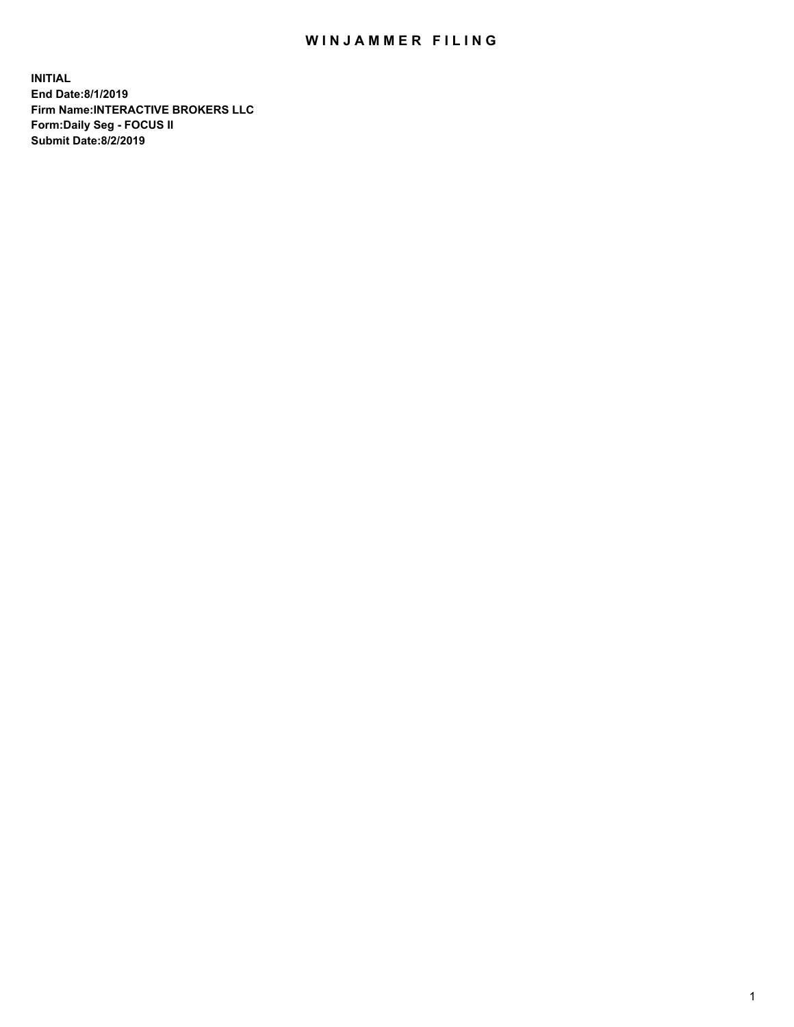# WINJAMMER FILING

**INITIAL**
**End Date:8/1/2019**
**Firm Name:INTERACTIVE BROKERS LLC**
**Form:Daily Seg - FOCUS II**
**Submit Date:8/2/2019**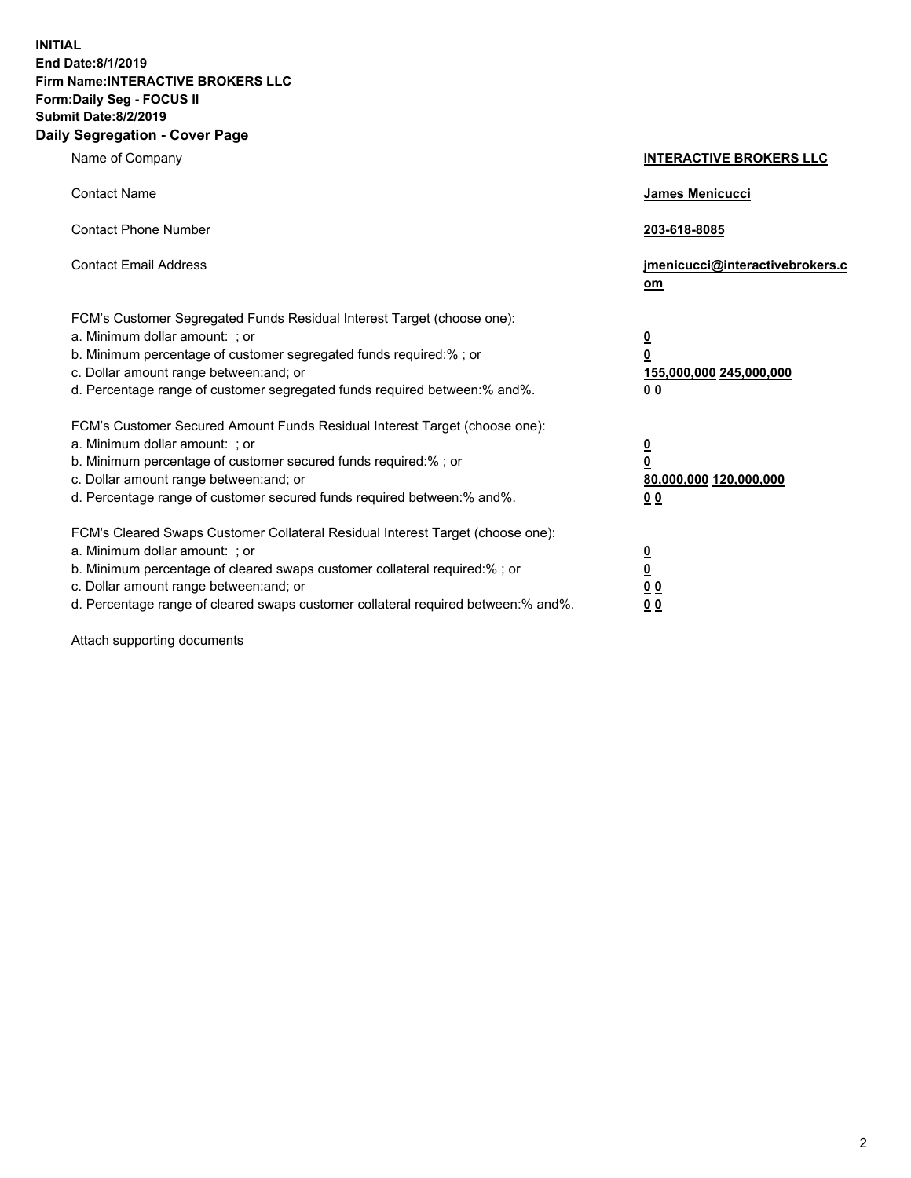**INITIAL**
**End Date:8/1/2019**
**Firm Name:INTERACTIVE BROKERS LLC**
**Form:Daily Seg - FOCUS II**
**Submit Date:8/2/2019**
**Daily Segregation - Cover Page**

| | |
|---|---|
| Name of Company | **INTERACTIVE BROKERS LLC** |
| Contact Name | **James Menicucci** |
| Contact Phone Number | **203-618-8085** |
| Contact Email Address | **jmenicucci@interactivebrokers.com** |

FCM's Customer Segregated Funds Residual Interest Target (choose one):

| | |
|---|---|
| a. Minimum dollar amount: ; or | **0** |
| b. Minimum percentage of customer segregated funds required:% ; or | **0** |
| c. Dollar amount range between:and; or | **155,000,000 245,000,000** |
| d. Percentage range of customer segregated funds required between:% and%. | **0 0** |

FCM's Customer Secured Amount Funds Residual Interest Target (choose one):

| | |
|---|---|
| a. Minimum dollar amount: ; or | **0** |
| b. Minimum percentage of customer secured funds required:% ; or | **0** |
| c. Dollar amount range between:and; or | **80,000,000 120,000,000** |
| d. Percentage range of customer secured funds required between:% and%. | **0 0** |

FCM's Cleared Swaps Customer Collateral Residual Interest Target (choose one):

| | |
|---|---|
| a. Minimum dollar amount: ; or | **0** |
| b. Minimum percentage of cleared swaps customer collateral required:% ; or | **0** |
| c. Dollar amount range between:and; or | **0 0** |
| d. Percentage range of cleared swaps customer collateral required between:% and%. | **0 0** |

Attach supporting documents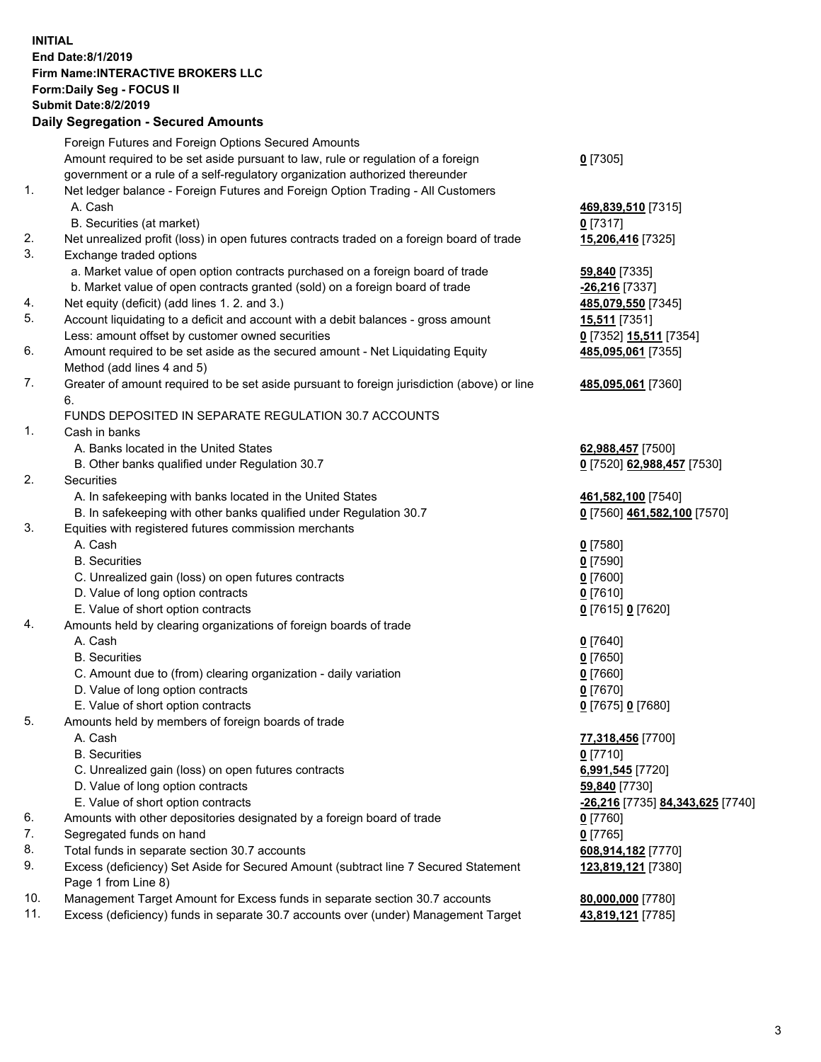**INITIAL**
**End Date:8/1/2019**
**Firm Name:INTERACTIVE BROKERS LLC**
**Form:Daily Seg - FOCUS II**
**Submit Date:8/2/2019**

### Daily Segregation - Secured Amounts

| | | |
|---|---|---|
| | Foreign Futures and Foreign Options Secured Amounts | |
| | Amount required to be set aside pursuant to law, rule or regulation of a foreign government or a rule of a self-regulatory organization authorized thereunder | **0** [7305] |
| 1. | Net ledger balance - Foreign Futures and Foreign Option Trading - All Customers | |
| | A. Cash | **469,839,510** [7315] |
| | B. Securities (at market) | **0** [7317] |
| 2. | Net unrealized profit (loss) in open futures contracts traded on a foreign board of trade | **15,206,416** [7325] |
| 3. | Exchange traded options | |
| | a. Market value of open option contracts purchased on a foreign board of trade | **59,840** [7335] |
| | b. Market value of open contracts granted (sold) on a foreign board of trade | **-26,216** [7337] |
| 4. | Net equity (deficit) (add lines 1. 2. and 3.) | **485,079,550** [7345] |
| 5. | Account liquidating to a deficit and account with a debit balances - gross amount | **15,511** [7351] |
| | Less: amount offset by customer owned securities | **0** [7352] **15,511** [7354] |
| 6. | Amount required to be set aside as the secured amount - Net Liquidating Equity Method (add lines 4 and 5) | **485,095,061** [7355] |
| 7. | Greater of amount required to be set aside pursuant to foreign jurisdiction (above) or line 6. | **485,095,061** [7360] |
| | FUNDS DEPOSITED IN SEPARATE REGULATION 30.7 ACCOUNTS | |
| 1. | Cash in banks | |
| | A. Banks located in the United States | **62,988,457** [7500] |
| | B. Other banks qualified under Regulation 30.7 | **0** [7520] **62,988,457** [7530] |
| 2. | Securities | |
| | A. In safekeeping with banks located in the United States | **461,582,100** [7540] |
| | B. In safekeeping with other banks qualified under Regulation 30.7 | **0** [7560] **461,582,100** [7570] |
| 3. | Equities with registered futures commission merchants | |
| | A. Cash | **0** [7580] |
| | B. Securities | **0** [7590] |
| | C. Unrealized gain (loss) on open futures contracts | **0** [7600] |
| | D. Value of long option contracts | **0** [7610] |
| | E. Value of short option contracts | **0** [7615] **0** [7620] |
| 4. | Amounts held by clearing organizations of foreign boards of trade | |
| | A. Cash | **0** [7640] |
| | B. Securities | **0** [7650] |
| | C. Amount due to (from) clearing organization - daily variation | **0** [7660] |
| | D. Value of long option contracts | **0** [7670] |
| | E. Value of short option contracts | **0** [7675] **0** [7680] |
| 5. | Amounts held by members of foreign boards of trade | |
| | A. Cash | **77,318,456** [7700] |
| | B. Securities | **0** [7710] |
| | C. Unrealized gain (loss) on open futures contracts | **6,991,545** [7720] |
| | D. Value of long option contracts | **59,840** [7730] |
| | E. Value of short option contracts | **-26,216** [7735] **84,343,625** [7740] |
| 6. | Amounts with other depositories designated by a foreign board of trade | **0** [7760] |
| 7. | Segregated funds on hand | **0** [7765] |
| 8. | Total funds in separate section 30.7 accounts | **608,914,182** [7770] |
| 9. | Excess (deficiency) Set Aside for Secured Amount (subtract line 7 Secured Statement Page 1 from Line 8) | **123,819,121** [7380] |
| 10. | Management Target Amount for Excess funds in separate section 30.7 accounts | **80,000,000** [7780] |
| 11. | Excess (deficiency) funds in separate 30.7 accounts over (under) Management Target | **43,819,121** [7785] |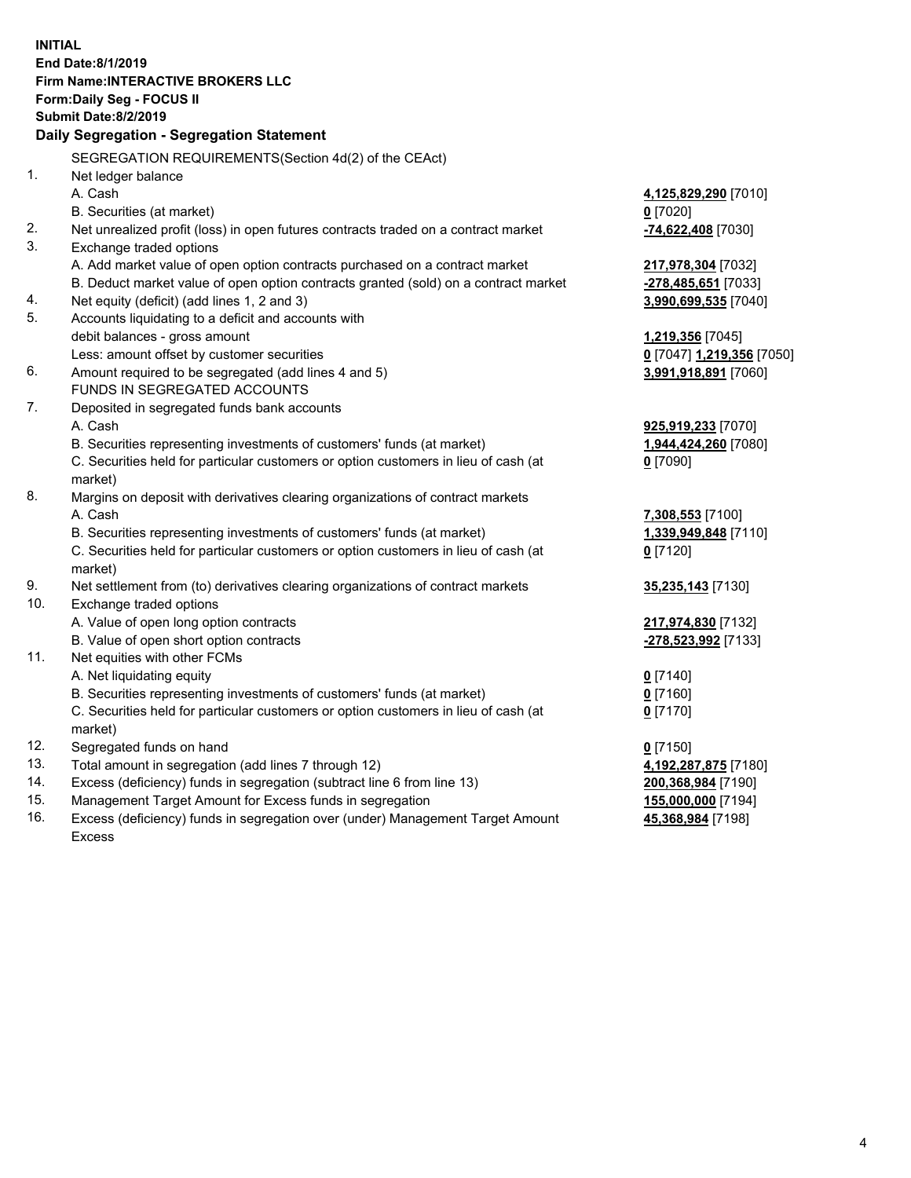**INITIAL**
**End Date:8/1/2019**
**Firm Name:INTERACTIVE BROKERS LLC**
**Form:Daily Seg - FOCUS II**
**Submit Date:8/2/2019**

**Daily Segregation - Segregation Statement**

SEGREGATION REQUIREMENTS(Section 4d(2) of the CEAct)

| | | |
|---|---|---|
| 1. | Net ledger balance | |
| | A. Cash | **4,125,829,290** [7010] |
| | B. Securities (at market) | **0** [7020] |
| 2. | Net unrealized profit (loss) in open futures contracts traded on a contract market | **-74,622,408** [7030] |
| 3. | Exchange traded options | |
| | A. Add market value of open option contracts purchased on a contract market | **217,978,304** [7032] |
| | B. Deduct market value of open option contracts granted (sold) on a contract market | **-278,485,651** [7033] |
| 4. | Net equity (deficit) (add lines 1, 2 and 3) | **3,990,699,535** [7040] |
| 5. | Accounts liquidating to a deficit and accounts with debit balances - gross amount | **1,219,356** [7045] |
| | Less: amount offset by customer securities | **0** [7047] **1,219,356** [7050] |
| 6. | Amount required to be segregated (add lines 4 and 5) | **3,991,918,891** [7060] |
| | FUNDS IN SEGREGATED ACCOUNTS | |
| 7. | Deposited in segregated funds bank accounts | |
| | A. Cash | **925,919,233** [7070] |
| | B. Securities representing investments of customers' funds (at market) | **1,944,424,260** [7080] |
| | C. Securities held for particular customers or option customers in lieu of cash (at market) | **0** [7090] |
| 8. | Margins on deposit with derivatives clearing organizations of contract markets | |
| | A. Cash | **7,308,553** [7100] |
| | B. Securities representing investments of customers' funds (at market) | **1,339,949,848** [7110] |
| | C. Securities held for particular customers or option customers in lieu of cash (at market) | **0** [7120] |
| 9. | Net settlement from (to) derivatives clearing organizations of contract markets | **35,235,143** [7130] |
| 10. | Exchange traded options | |
| | A. Value of open long option contracts | **217,974,830** [7132] |
| | B. Value of open short option contracts | **-278,523,992** [7133] |
| 11. | Net equities with other FCMs | |
| | A. Net liquidating equity | **0** [7140] |
| | B. Securities representing investments of customers' funds (at market) | **0** [7160] |
| | C. Securities held for particular customers or option customers in lieu of cash (at market) | **0** [7170] |
| 12. | Segregated funds on hand | **0** [7150] |
| 13. | Total amount in segregation (add lines 7 through 12) | **4,192,287,875** [7180] |
| 14. | Excess (deficiency) funds in segregation (subtract line 6 from line 13) | **200,368,984** [7190] |
| 15. | Management Target Amount for Excess funds in segregation | **155,000,000** [7194] |
| 16. | Excess (deficiency) funds in segregation over (under) Management Target Amount Excess | **45,368,984** [7198] |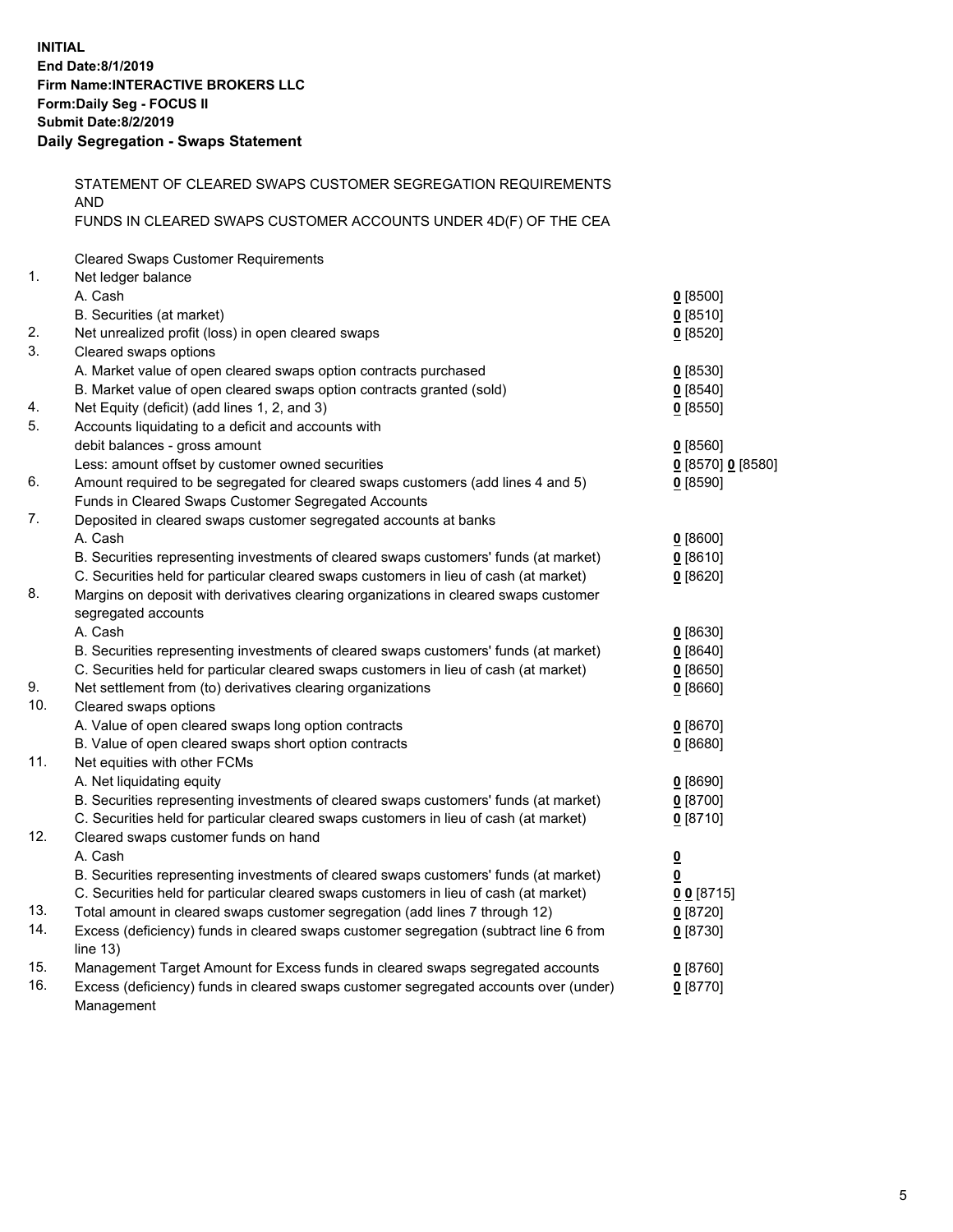**INITIAL**
**End Date:8/1/2019**
**Firm Name:INTERACTIVE BROKERS LLC**
**Form:Daily Seg - FOCUS II**
**Submit Date:8/2/2019**
**Daily Segregation - Swaps Statement**

STATEMENT OF CLEARED SWAPS CUSTOMER SEGREGATION REQUIREMENTS AND FUNDS IN CLEARED SWAPS CUSTOMER ACCOUNTS UNDER 4D(F) OF THE CEA

| | | |
|---|---|---|
| | Cleared Swaps Customer Requirements | |
| 1. | Net ledger balance | |
| | A. Cash | 0 [8500] |
| | B. Securities (at market) | 0 [8510] |
| 2. | Net unrealized profit (loss) in open cleared swaps | 0 [8520] |
| 3. | Cleared swaps options | |
| | A. Market value of open cleared swaps option contracts purchased | 0 [8530] |
| | B. Market value of open cleared swaps option contracts granted (sold) | 0 [8540] |
| 4. | Net Equity (deficit) (add lines 1, 2, and 3) | 0 [8550] |
| 5. | Accounts liquidating to a deficit and accounts with debit balances - gross amount | 0 [8560] |
| | Less: amount offset by customer owned securities | 0 [8570] 0 [8580] |
| 6. | Amount required to be segregated for cleared swaps customers (add lines 4 and 5) | 0 [8590] |
| | Funds in Cleared Swaps Customer Segregated Accounts | |
| 7. | Deposited in cleared swaps customer segregated accounts at banks | |
| | A. Cash | 0 [8600] |
| | B. Securities representing investments of cleared swaps customers' funds (at market) | 0 [8610] |
| | C. Securities held for particular cleared swaps customers in lieu of cash (at market) | 0 [8620] |
| 8. | Margins on deposit with derivatives clearing organizations in cleared swaps customer segregated accounts | |
| | A. Cash | 0 [8630] |
| | B. Securities representing investments of cleared swaps customers' funds (at market) | 0 [8640] |
| | C. Securities held for particular cleared swaps customers in lieu of cash (at market) | 0 [8650] |
| 9. | Net settlement from (to) derivatives clearing organizations | 0 [8660] |
| 10. | Cleared swaps options | |
| | A. Value of open cleared swaps long option contracts | 0 [8670] |
| | B. Value of open cleared swaps short option contracts | 0 [8680] |
| 11. | Net equities with other FCMs | |
| | A. Net liquidating equity | 0 [8690] |
| | B. Securities representing investments of cleared swaps customers' funds (at market) | 0 [8700] |
| | C. Securities held for particular cleared swaps customers in lieu of cash (at market) | 0 [8710] |
| 12. | Cleared swaps customer funds on hand | |
| | A. Cash | 0 |
| | B. Securities representing investments of cleared swaps customers' funds (at market) | 0 |
| | C. Securities held for particular cleared swaps customers in lieu of cash (at market) | 0 0 [8715] |
| 13. | Total amount in cleared swaps customer segregation (add lines 7 through 12) | 0 [8720] |
| 14. | Excess (deficiency) funds in cleared swaps customer segregation (subtract line 6 from line 13) | 0 [8730] |
| 15. | Management Target Amount for Excess funds in cleared swaps segregated accounts | 0 [8760] |
| 16. | Excess (deficiency) funds in cleared swaps customer segregated accounts over (under) Management | 0 [8770] |